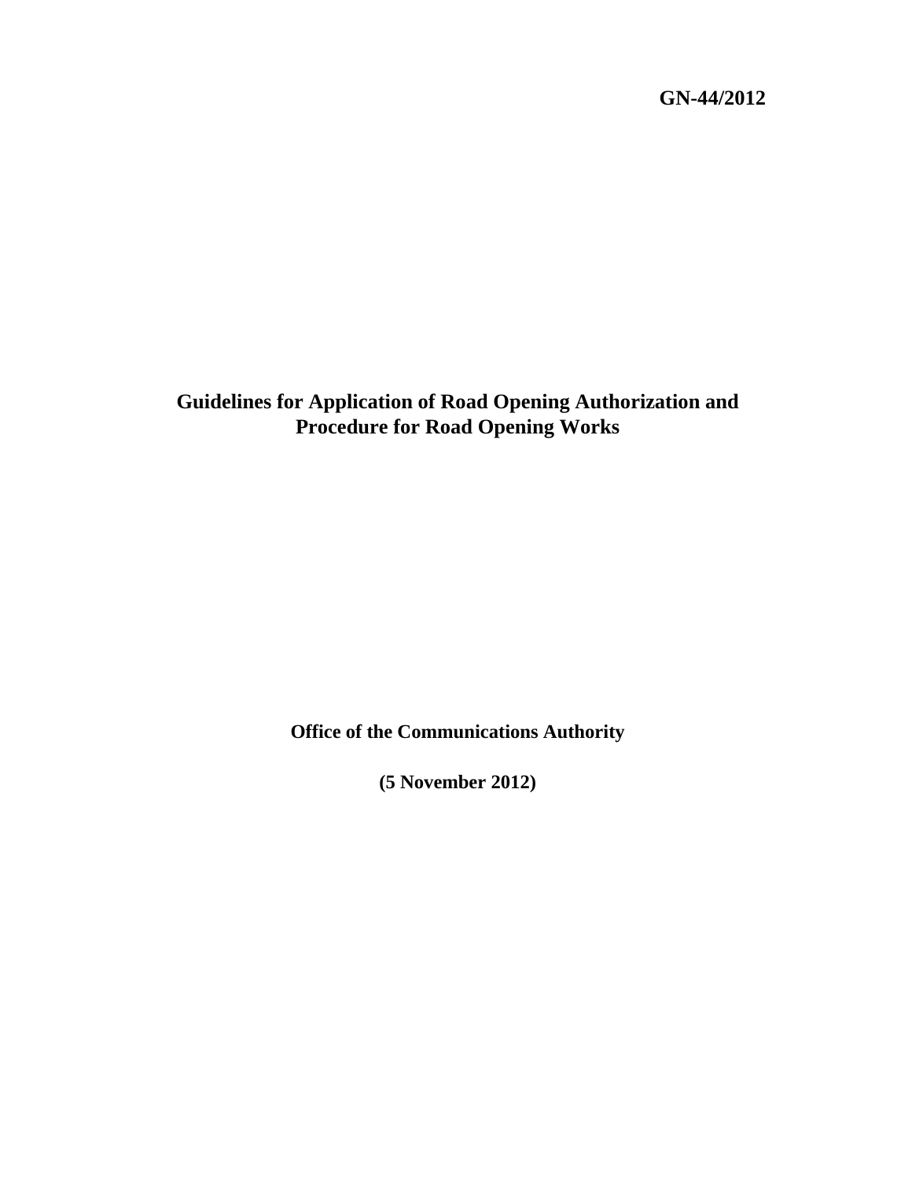**GN-44/2012**

# Guidelines for Application of Road Opening Authorization and Procedure for Road Opening Works

**Office of the Communications Authority**

**(5 November 2012)**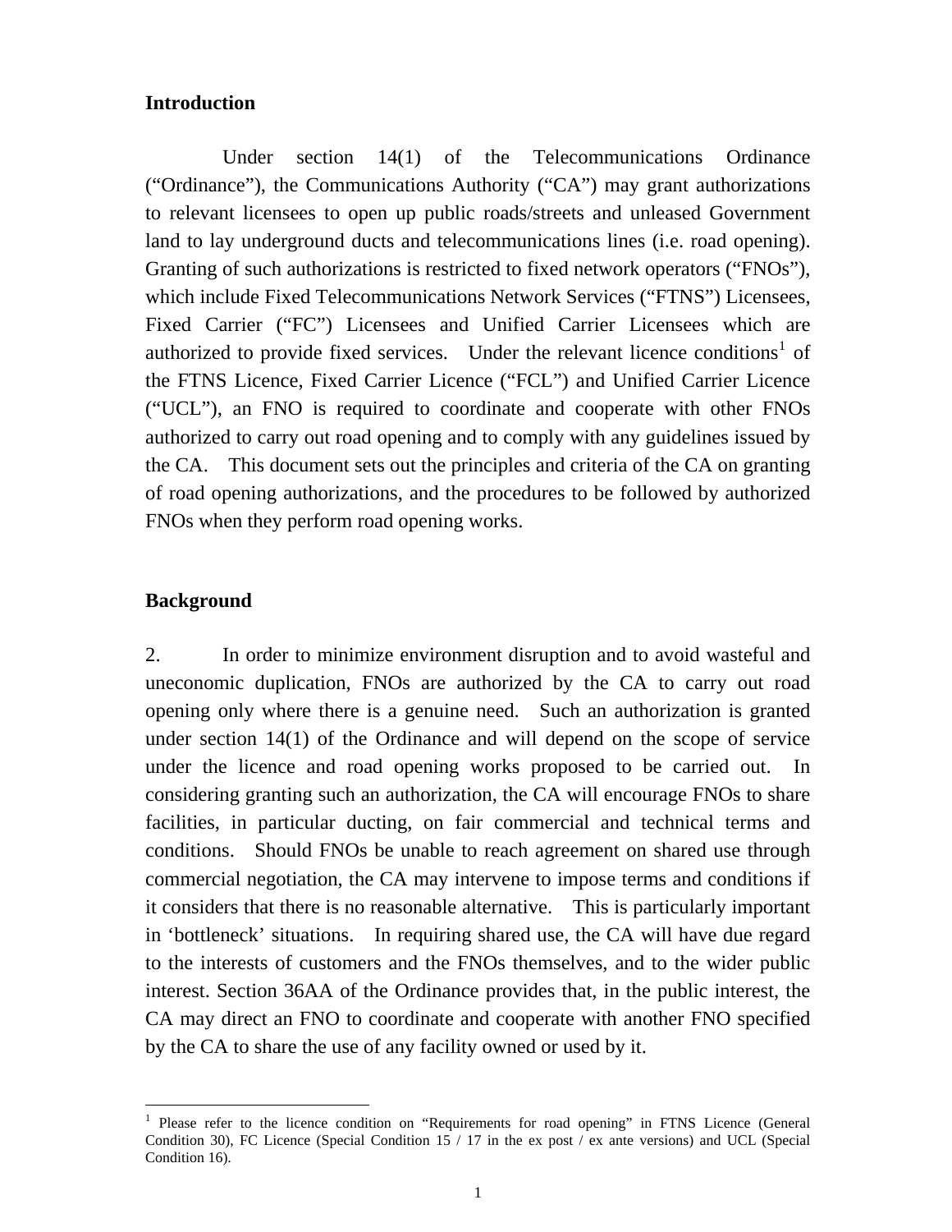## Introduction

Under section 14(1) of the Telecommunications Ordinance (“Ordinance”), the Communications Authority (“CA”) may grant authorizations to relevant licensees to open up public roads/streets and unleased Government land to lay underground ducts and telecommunications lines (i.e. road opening). Granting of such authorizations is restricted to fixed network operators (“FNOs”), which include Fixed Telecommunications Network Services (“FTNS”) Licensees, Fixed Carrier (“FC”) Licensees and Unified Carrier Licensees which are authorized to provide fixed services. Under the relevant licence conditions[1] of the FTNS Licence, Fixed Carrier Licence (“FCL”) and Unified Carrier Licence (“UCL”), an FNO is required to coordinate and cooperate with other FNOs authorized to carry out road opening and to comply with any guidelines issued by the CA. This document sets out the principles and criteria of the CA on granting of road opening authorizations, and the procedures to be followed by authorized FNOs when they perform road opening works.

## Background

2. In order to minimize environment disruption and to avoid wasteful and uneconomic duplication, FNOs are authorized by the CA to carry out road opening only where there is a genuine need. Such an authorization is granted under section 14(1) of the Ordinance and will depend on the scope of service under the licence and road opening works proposed to be carried out. In considering granting such an authorization, the CA will encourage FNOs to share facilities, in particular ducting, on fair commercial and technical terms and conditions. Should FNOs be unable to reach agreement on shared use through commercial negotiation, the CA may intervene to impose terms and conditions if it considers that there is no reasonable alternative. This is particularly important in ‘bottleneck’ situations. In requiring shared use, the CA will have due regard to the interests of customers and the FNOs themselves, and to the wider public interest. Section 36AA of the Ordinance provides that, in the public interest, the CA may direct an FNO to coordinate and cooperate with another FNO specified by the CA to share the use of any facility owned or used by it.

---

[1] Please refer to the licence condition on “Requirements for road opening” in FTNS Licence (General Condition 30), FC Licence (Special Condition 15 / 17 in the ex post / ex ante versions) and UCL (Special Condition 16).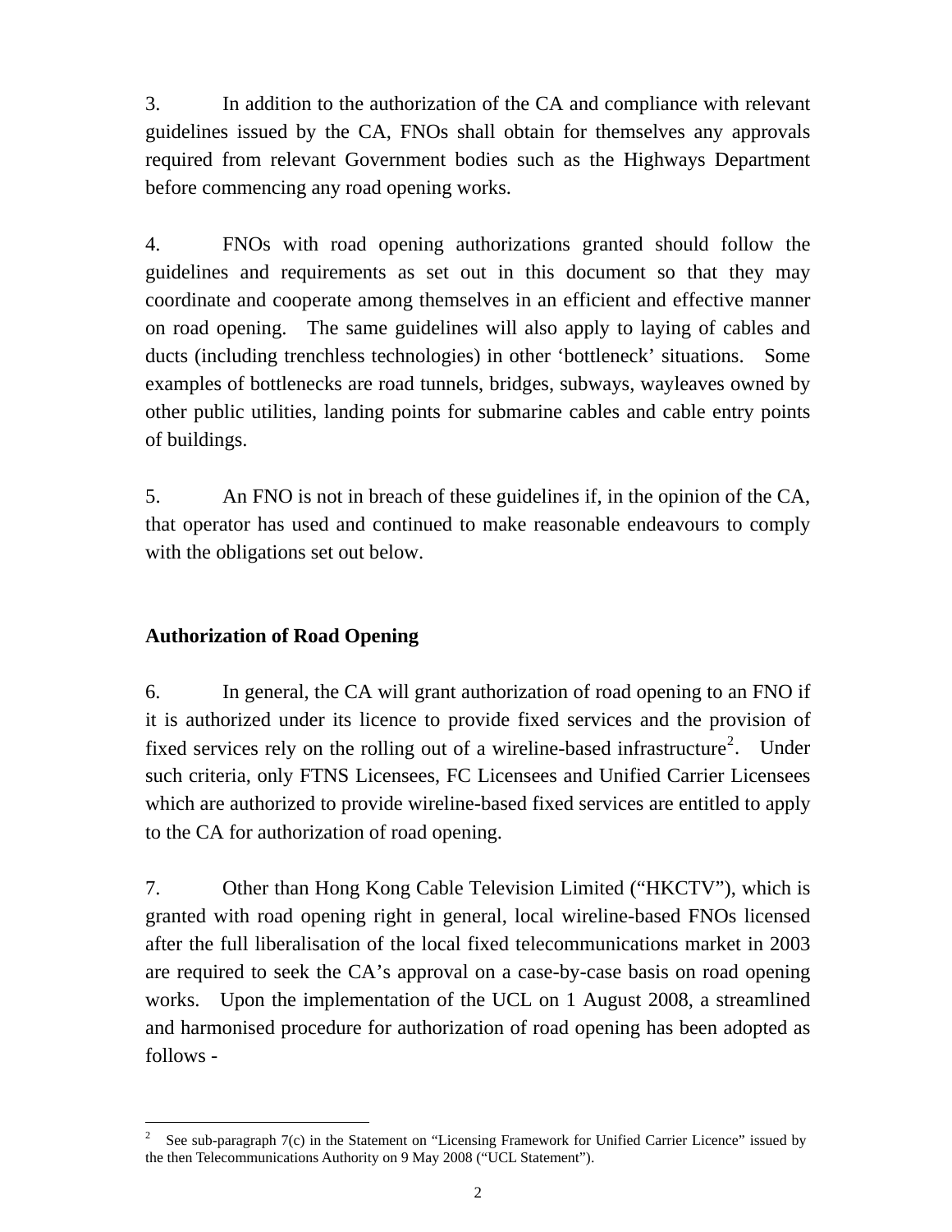3. In addition to the authorization of the CA and compliance with relevant guidelines issued by the CA, FNOs shall obtain for themselves any approvals required from relevant Government bodies such as the Highways Department before commencing any road opening works.

4. FNOs with road opening authorizations granted should follow the guidelines and requirements as set out in this document so that they may coordinate and cooperate among themselves in an efficient and effective manner on road opening. The same guidelines will also apply to laying of cables and ducts (including trenchless technologies) in other 'bottleneck' situations. Some examples of bottlenecks are road tunnels, bridges, subways, wayleaves owned by other public utilities, landing points for submarine cables and cable entry points of buildings.

5. An FNO is not in breach of these guidelines if, in the opinion of the CA, that operator has used and continued to make reasonable endeavours to comply with the obligations set out below.

## Authorization of Road Opening

6. In general, the CA will grant authorization of road opening to an FNO if it is authorized under its licence to provide fixed services and the provision of fixed services rely on the rolling out of a wireline-based infrastructure[2]. Under such criteria, only FTNS Licensees, FC Licensees and Unified Carrier Licensees which are authorized to provide wireline-based fixed services are entitled to apply to the CA for authorization of road opening.

7. Other than Hong Kong Cable Television Limited ("HKCTV"), which is granted with road opening right in general, local wireline-based FNOs licensed after the full liberalisation of the local fixed telecommunications market in 2003 are required to seek the CA's approval on a case-by-case basis on road opening works. Upon the implementation of the UCL on 1 August 2008, a streamlined and harmonised procedure for authorization of road opening has been adopted as follows -

---

[2] See sub-paragraph 7(c) in the Statement on "Licensing Framework for Unified Carrier Licence" issued by the then Telecommunications Authority on 9 May 2008 ("UCL Statement").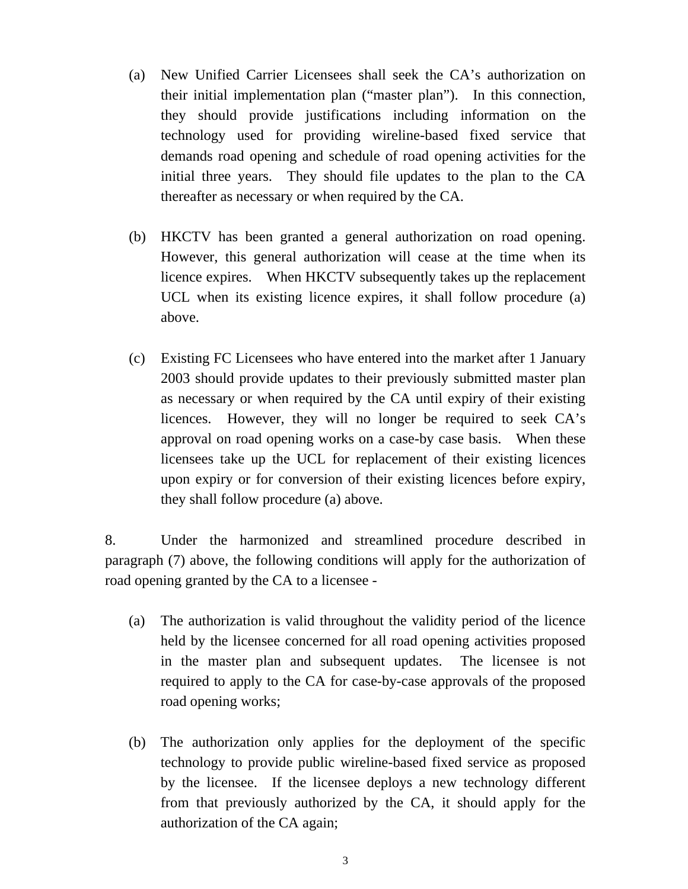(a) New Unified Carrier Licensees shall seek the CA's authorization on their initial implementation plan ("master plan"). In this connection, they should provide justifications including information on the technology used for providing wireline-based fixed service that demands road opening and schedule of road opening activities for the initial three years. They should file updates to the plan to the CA thereafter as necessary or when required by the CA.

(b) HKCTV has been granted a general authorization on road opening. However, this general authorization will cease at the time when its licence expires. When HKCTV subsequently takes up the replacement UCL when its existing licence expires, it shall follow procedure (a) above.

(c) Existing FC Licensees who have entered into the market after 1 January 2003 should provide updates to their previously submitted master plan as necessary or when required by the CA until expiry of their existing licences. However, they will no longer be required to seek CA's approval on road opening works on a case-by case basis. When these licensees take up the UCL for replacement of their existing licences upon expiry or for conversion of their existing licences before expiry, they shall follow procedure (a) above.

8. Under the harmonized and streamlined procedure described in paragraph (7) above, the following conditions will apply for the authorization of road opening granted by the CA to a licensee -

(a) The authorization is valid throughout the validity period of the licence held by the licensee concerned for all road opening activities proposed in the master plan and subsequent updates. The licensee is not required to apply to the CA for case-by-case approvals of the proposed road opening works;

(b) The authorization only applies for the deployment of the specific technology to provide public wireline-based fixed service as proposed by the licensee. If the licensee deploys a new technology different from that previously authorized by the CA, it should apply for the authorization of the CA again;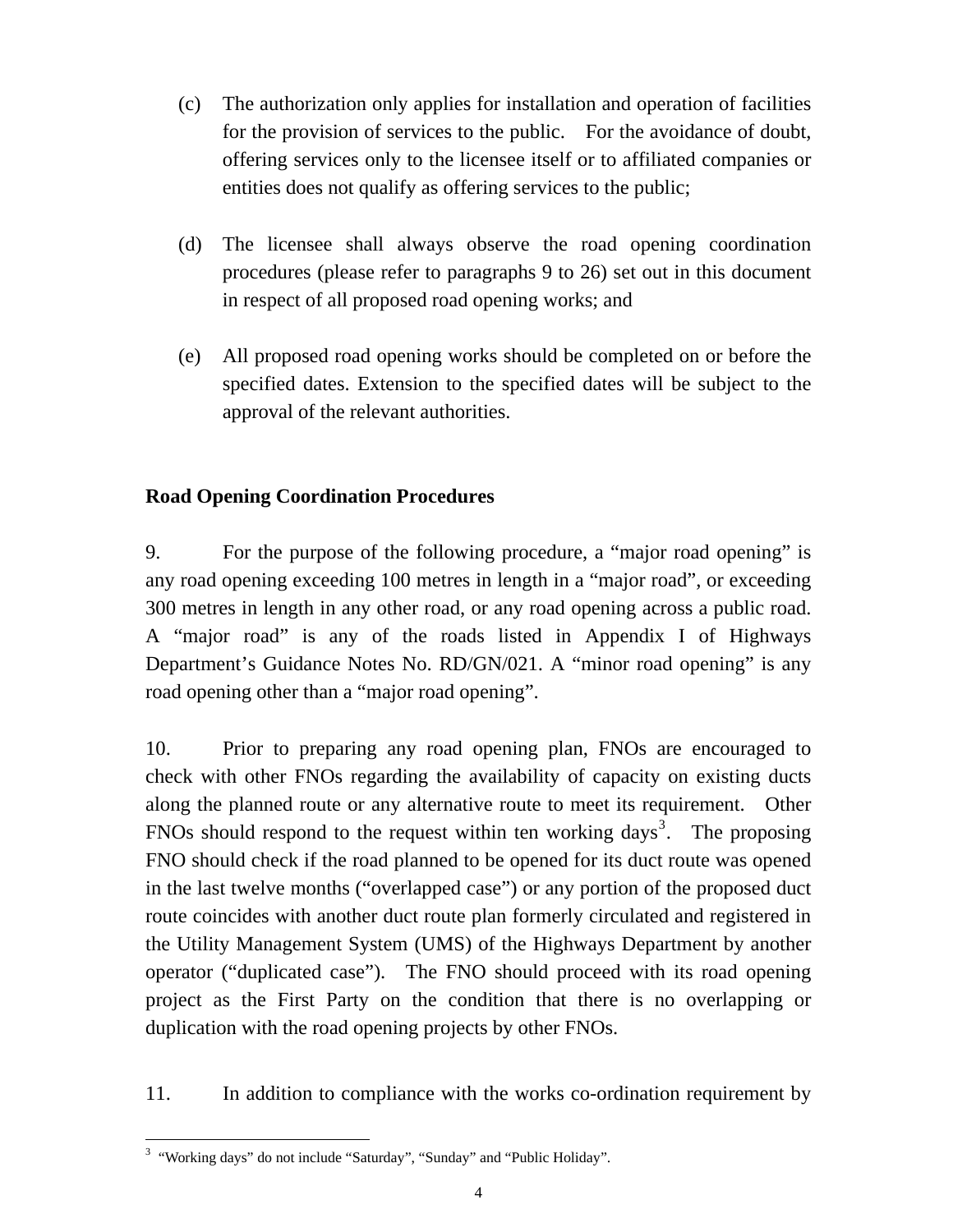(c) The authorization only applies for installation and operation of facilities for the provision of services to the public. For the avoidance of doubt, offering services only to the licensee itself or to affiliated companies or entities does not qualify as offering services to the public;

(d) The licensee shall always observe the road opening coordination procedures (please refer to paragraphs 9 to 26) set out in this document in respect of all proposed road opening works; and

(e) All proposed road opening works should be completed on or before the specified dates. Extension to the specified dates will be subject to the approval of the relevant authorities.

**Road Opening Coordination Procedures**

9. For the purpose of the following procedure, a "major road opening" is any road opening exceeding 100 metres in length in a "major road", or exceeding 300 metres in length in any other road, or any road opening across a public road. A "major road" is any of the roads listed in Appendix I of Highways Department's Guidance Notes No. RD/GN/021. A "minor road opening" is any road opening other than a "major road opening".

10. Prior to preparing any road opening plan, FNOs are encouraged to check with other FNOs regarding the availability of capacity on existing ducts along the planned route or any alternative route to meet its requirement. Other FNOs should respond to the request within ten working days[3]. The proposing FNO should check if the road planned to be opened for its duct route was opened in the last twelve months ("overlapped case") or any portion of the proposed duct route coincides with another duct route plan formerly circulated and registered in the Utility Management System (UMS) of the Highways Department by another operator ("duplicated case"). The FNO should proceed with its road opening project as the First Party on the condition that there is no overlapping or duplication with the road opening projects by other FNOs.

11. In addition to compliance with the works co-ordination requirement by

---

[3] "Working days" do not include "Saturday", "Sunday" and "Public Holiday".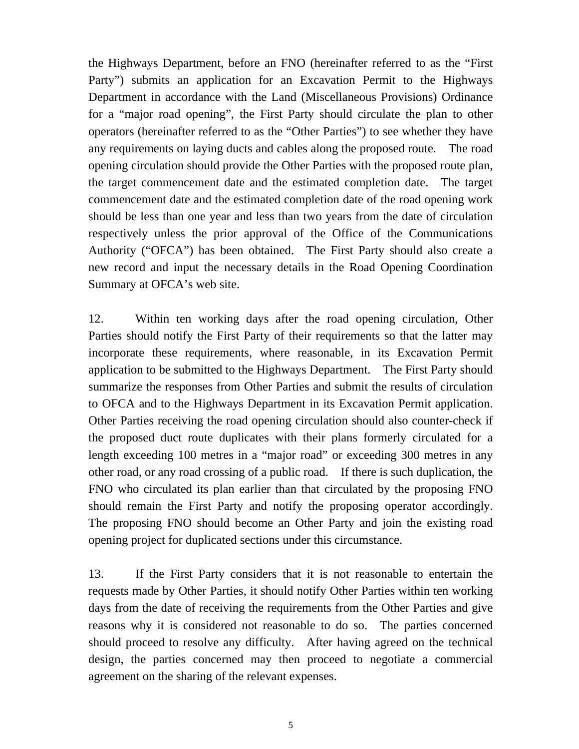the Highways Department, before an FNO (hereinafter referred to as the "First Party") submits an application for an Excavation Permit to the Highways Department in accordance with the Land (Miscellaneous Provisions) Ordinance for a "major road opening", the First Party should circulate the plan to other operators (hereinafter referred to as the "Other Parties") to see whether they have any requirements on laying ducts and cables along the proposed route. The road opening circulation should provide the Other Parties with the proposed route plan, the target commencement date and the estimated completion date. The target commencement date and the estimated completion date of the road opening work should be less than one year and less than two years from the date of circulation respectively unless the prior approval of the Office of the Communications Authority ("OFCA") has been obtained. The First Party should also create a new record and input the necessary details in the Road Opening Coordination Summary at OFCA's web site.

12. Within ten working days after the road opening circulation, Other Parties should notify the First Party of their requirements so that the latter may incorporate these requirements, where reasonable, in its Excavation Permit application to be submitted to the Highways Department. The First Party should summarize the responses from Other Parties and submit the results of circulation to OFCA and to the Highways Department in its Excavation Permit application. Other Parties receiving the road opening circulation should also counter-check if the proposed duct route duplicates with their plans formerly circulated for a length exceeding 100 metres in a "major road" or exceeding 300 metres in any other road, or any road crossing of a public road. If there is such duplication, the FNO who circulated its plan earlier than that circulated by the proposing FNO should remain the First Party and notify the proposing operator accordingly. The proposing FNO should become an Other Party and join the existing road opening project for duplicated sections under this circumstance.

13. If the First Party considers that it is not reasonable to entertain the requests made by Other Parties, it should notify Other Parties within ten working days from the date of receiving the requirements from the Other Parties and give reasons why it is considered not reasonable to do so. The parties concerned should proceed to resolve any difficulty. After having agreed on the technical design, the parties concerned may then proceed to negotiate a commercial agreement on the sharing of the relevant expenses.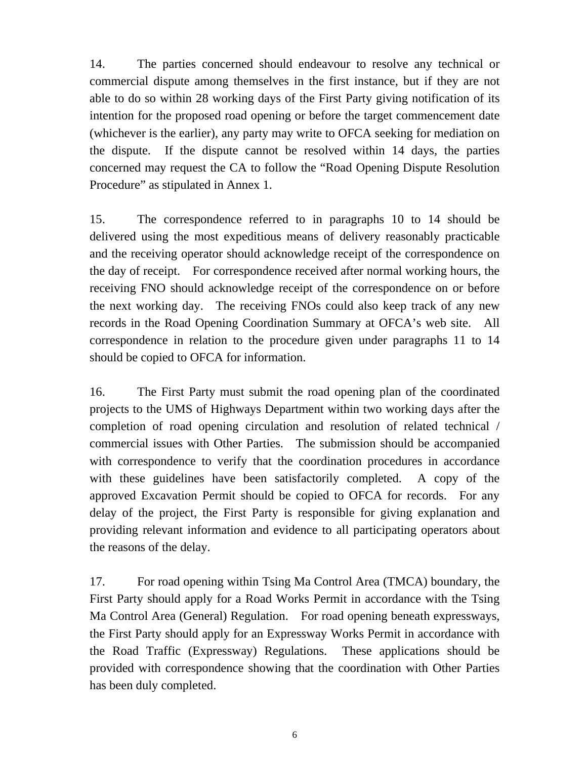14. The parties concerned should endeavour to resolve any technical or commercial dispute among themselves in the first instance, but if they are not able to do so within 28 working days of the First Party giving notification of its intention for the proposed road opening or before the target commencement date (whichever is the earlier), any party may write to OFCA seeking for mediation on the dispute. If the dispute cannot be resolved within 14 days, the parties concerned may request the CA to follow the "Road Opening Dispute Resolution Procedure" as stipulated in Annex 1.

15. The correspondence referred to in paragraphs 10 to 14 should be delivered using the most expeditious means of delivery reasonably practicable and the receiving operator should acknowledge receipt of the correspondence on the day of receipt. For correspondence received after normal working hours, the receiving FNO should acknowledge receipt of the correspondence on or before the next working day. The receiving FNOs could also keep track of any new records in the Road Opening Coordination Summary at OFCA's web site. All correspondence in relation to the procedure given under paragraphs 11 to 14 should be copied to OFCA for information.

16. The First Party must submit the road opening plan of the coordinated projects to the UMS of Highways Department within two working days after the completion of road opening circulation and resolution of related technical / commercial issues with Other Parties. The submission should be accompanied with correspondence to verify that the coordination procedures in accordance with these guidelines have been satisfactorily completed. A copy of the approved Excavation Permit should be copied to OFCA for records. For any delay of the project, the First Party is responsible for giving explanation and providing relevant information and evidence to all participating operators about the reasons of the delay.

17. For road opening within Tsing Ma Control Area (TMCA) boundary, the First Party should apply for a Road Works Permit in accordance with the Tsing Ma Control Area (General) Regulation. For road opening beneath expressways, the First Party should apply for an Expressway Works Permit in accordance with the Road Traffic (Expressway) Regulations. These applications should be provided with correspondence showing that the coordination with Other Parties has been duly completed.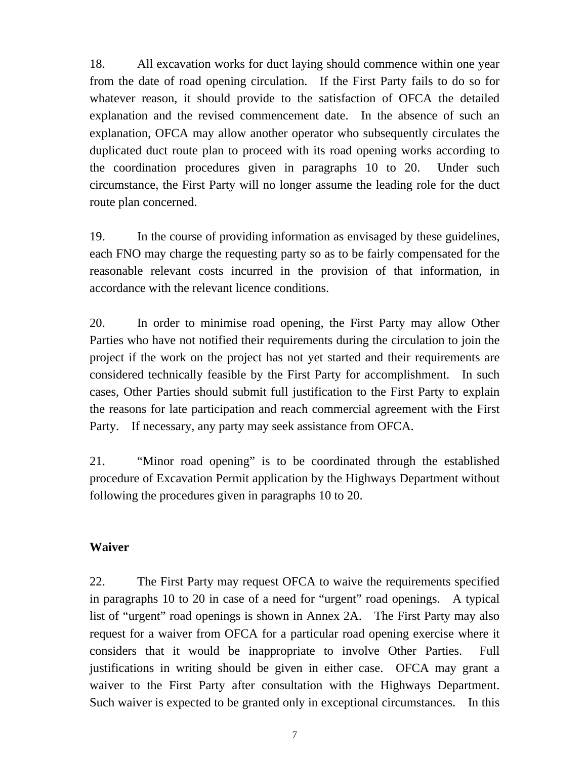18. All excavation works for duct laying should commence within one year from the date of road opening circulation. If the First Party fails to do so for whatever reason, it should provide to the satisfaction of OFCA the detailed explanation and the revised commencement date. In the absence of such an explanation, OFCA may allow another operator who subsequently circulates the duplicated duct route plan to proceed with its road opening works according to the coordination procedures given in paragraphs 10 to 20. Under such circumstance, the First Party will no longer assume the leading role for the duct route plan concerned.

19. In the course of providing information as envisaged by these guidelines, each FNO may charge the requesting party so as to be fairly compensated for the reasonable relevant costs incurred in the provision of that information, in accordance with the relevant licence conditions.

20. In order to minimise road opening, the First Party may allow Other Parties who have not notified their requirements during the circulation to join the project if the work on the project has not yet started and their requirements are considered technically feasible by the First Party for accomplishment. In such cases, Other Parties should submit full justification to the First Party to explain the reasons for late participation and reach commercial agreement with the First Party. If necessary, any party may seek assistance from OFCA.

21. "Minor road opening" is to be coordinated through the established procedure of Excavation Permit application by the Highways Department without following the procedures given in paragraphs 10 to 20.

**Waiver**

22. The First Party may request OFCA to waive the requirements specified in paragraphs 10 to 20 in case of a need for "urgent" road openings. A typical list of "urgent" road openings is shown in Annex 2A. The First Party may also request for a waiver from OFCA for a particular road opening exercise where it considers that it would be inappropriate to involve Other Parties. Full justifications in writing should be given in either case. OFCA may grant a waiver to the First Party after consultation with the Highways Department. Such waiver is expected to be granted only in exceptional circumstances. In this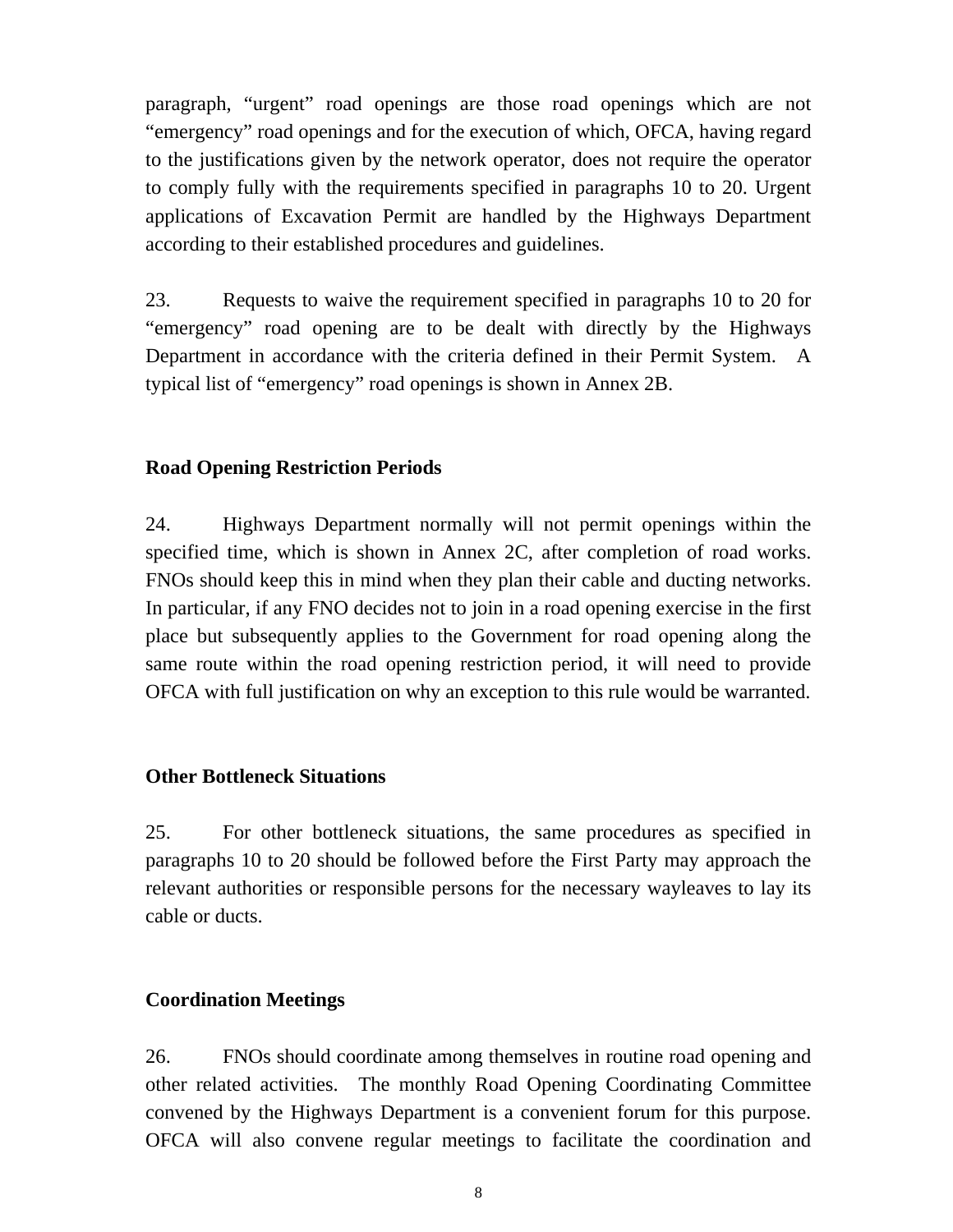paragraph, "urgent" road openings are those road openings which are not "emergency" road openings and for the execution of which, OFCA, having regard to the justifications given by the network operator, does not require the operator to comply fully with the requirements specified in paragraphs 10 to 20. Urgent applications of Excavation Permit are handled by the Highways Department according to their established procedures and guidelines.

23. Requests to waive the requirement specified in paragraphs 10 to 20 for "emergency" road opening are to be dealt with directly by the Highways Department in accordance with the criteria defined in their Permit System. A typical list of "emergency" road openings is shown in Annex 2B.

**Road Opening Restriction Periods**

24. Highways Department normally will not permit openings within the specified time, which is shown in Annex 2C, after completion of road works. FNOs should keep this in mind when they plan their cable and ducting networks. In particular, if any FNO decides not to join in a road opening exercise in the first place but subsequently applies to the Government for road opening along the same route within the road opening restriction period, it will need to provide OFCA with full justification on why an exception to this rule would be warranted.

**Other Bottleneck Situations**

25. For other bottleneck situations, the same procedures as specified in paragraphs 10 to 20 should be followed before the First Party may approach the relevant authorities or responsible persons for the necessary wayleaves to lay its cable or ducts.

**Coordination Meetings**

26. FNOs should coordinate among themselves in routine road opening and other related activities. The monthly Road Opening Coordinating Committee convened by the Highways Department is a convenient forum for this purpose. OFCA will also convene regular meetings to facilitate the coordination and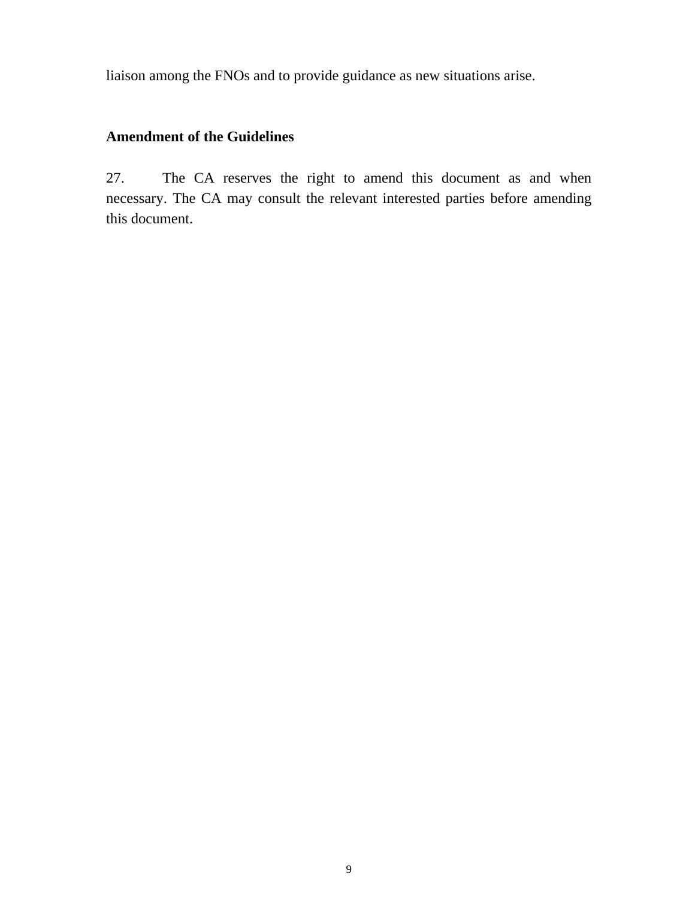liaison among the FNOs and to provide guidance as new situations arise.

**Amendment of the Guidelines**

27. The CA reserves the right to amend this document as and when necessary. The CA may consult the relevant interested parties before amending this document.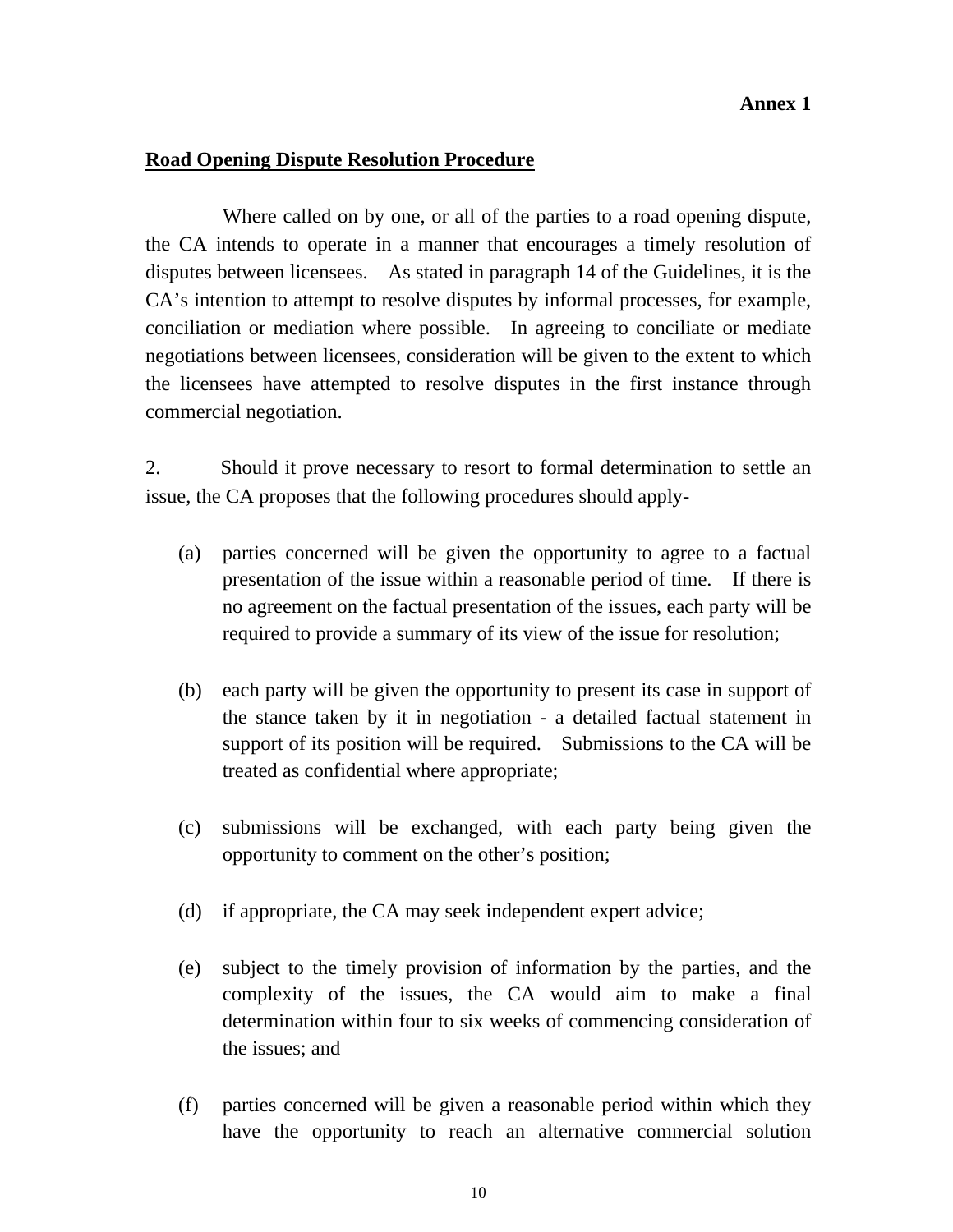**Annex 1**

**Road Opening Dispute Resolution Procedure**

Where called on by one, or all of the parties to a road opening dispute, the CA intends to operate in a manner that encourages a timely resolution of disputes between licensees. As stated in paragraph 14 of the Guidelines, it is the CA's intention to attempt to resolve disputes by informal processes, for example, conciliation or mediation where possible. In agreeing to conciliate or mediate negotiations between licensees, consideration will be given to the extent to which the licensees have attempted to resolve disputes in the first instance through commercial negotiation.

2. Should it prove necessary to resort to formal determination to settle an issue, the CA proposes that the following procedures should apply-

(a) parties concerned will be given the opportunity to agree to a factual presentation of the issue within a reasonable period of time. If there is no agreement on the factual presentation of the issues, each party will be required to provide a summary of its view of the issue for resolution;

(b) each party will be given the opportunity to present its case in support of the stance taken by it in negotiation - a detailed factual statement in support of its position will be required. Submissions to the CA will be treated as confidential where appropriate;

(c) submissions will be exchanged, with each party being given the opportunity to comment on the other's position;

(d) if appropriate, the CA may seek independent expert advice;

(e) subject to the timely provision of information by the parties, and the complexity of the issues, the CA would aim to make a final determination within four to six weeks of commencing consideration of the issues; and

(f) parties concerned will be given a reasonable period within which they have the opportunity to reach an alternative commercial solution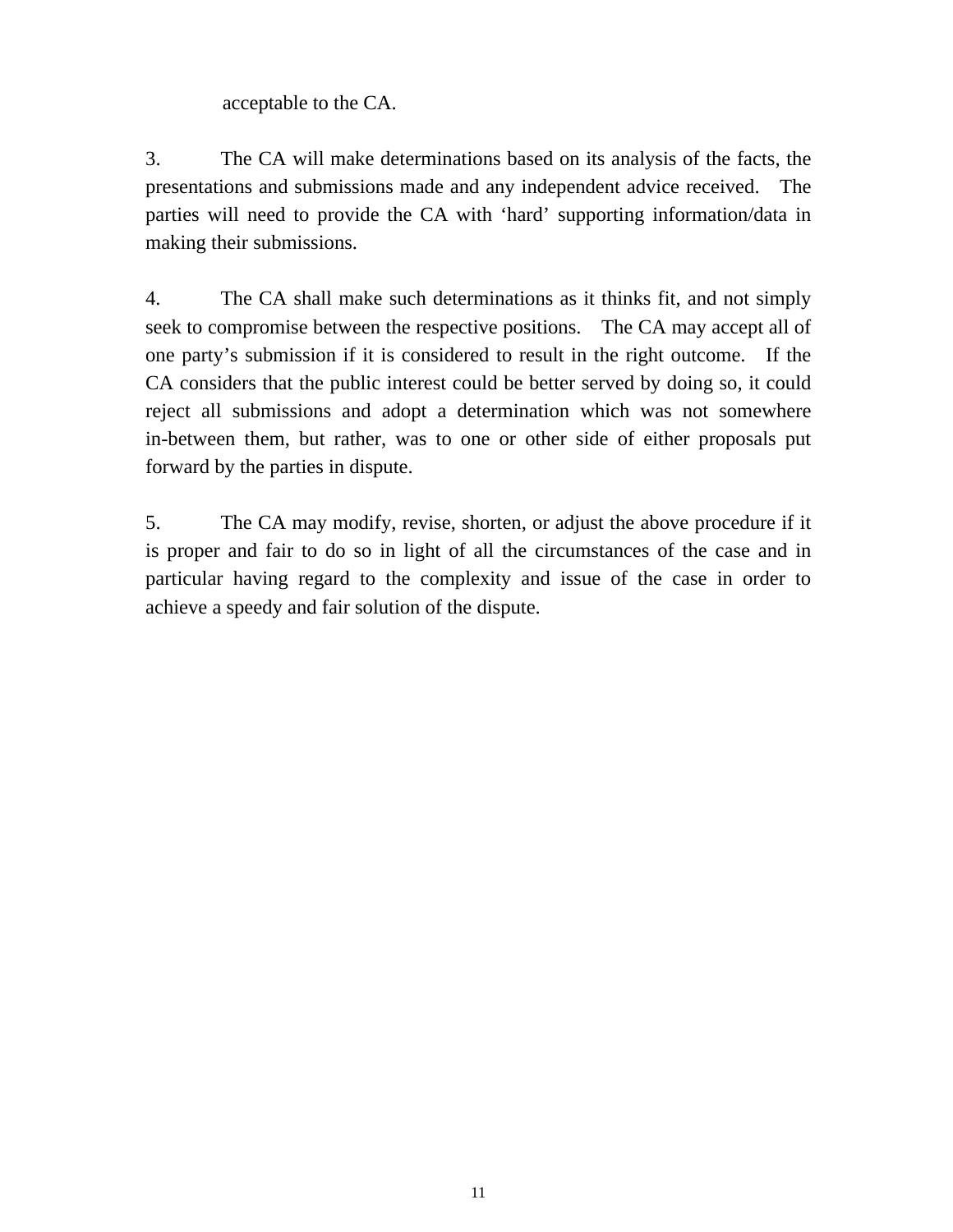acceptable to the CA.

3. The CA will make determinations based on its analysis of the facts, the presentations and submissions made and any independent advice received. The parties will need to provide the CA with ‘hard’ supporting information/data in making their submissions.

4. The CA shall make such determinations as it thinks fit, and not simply seek to compromise between the respective positions. The CA may accept all of one party’s submission if it is considered to result in the right outcome. If the CA considers that the public interest could be better served by doing so, it could reject all submissions and adopt a determination which was not somewhere in-between them, but rather, was to one or other side of either proposals put forward by the parties in dispute.

5. The CA may modify, revise, shorten, or adjust the above procedure if it is proper and fair to do so in light of all the circumstances of the case and in particular having regard to the complexity and issue of the case in order to achieve a speedy and fair solution of the dispute.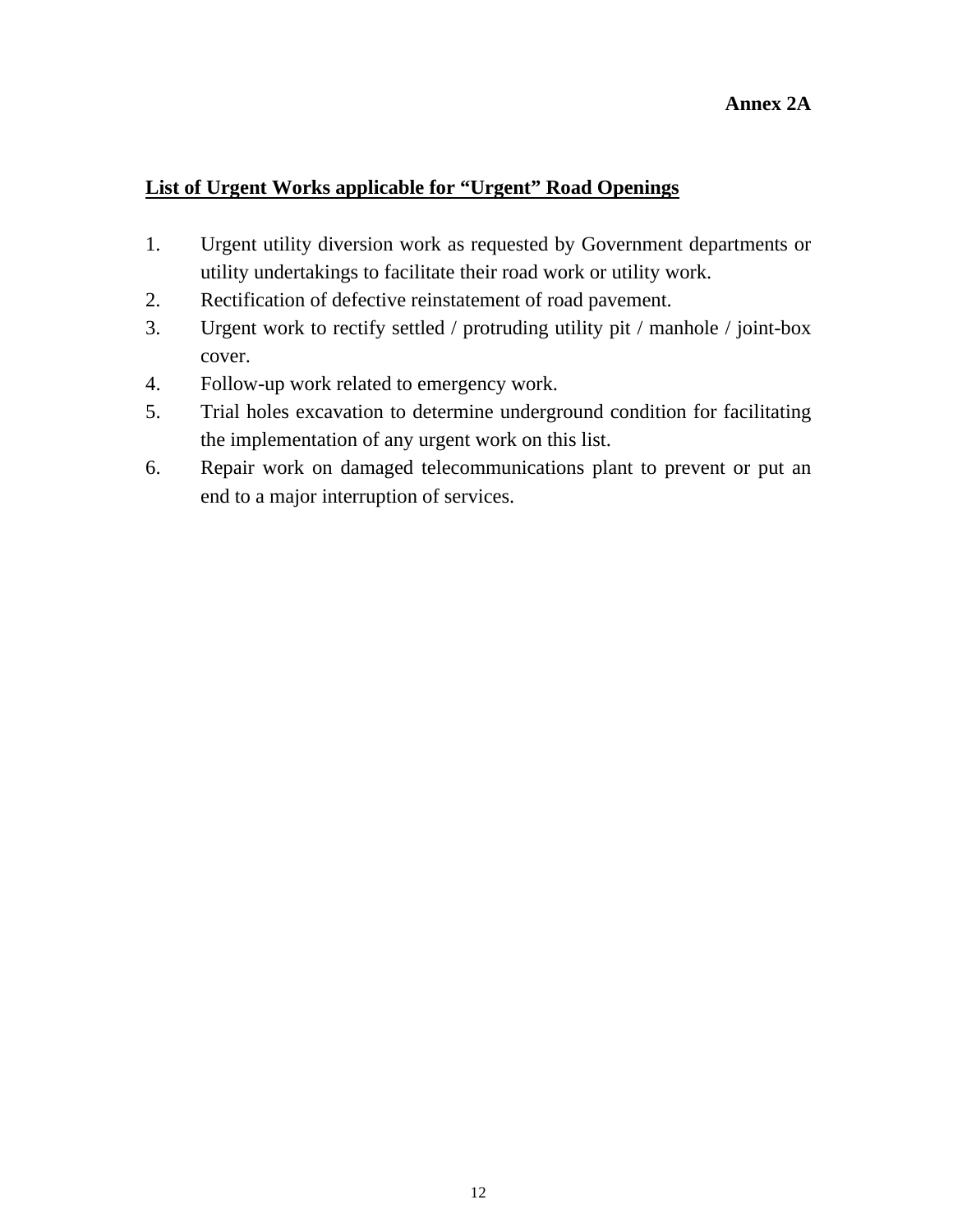**Annex 2A**

**<u>List of Urgent Works applicable for "Urgent" Road Openings</u>**

1. Urgent utility diversion work as requested by Government departments or utility undertakings to facilitate their road work or utility work.
2. Rectification of defective reinstatement of road pavement.
3. Urgent work to rectify settled / protruding utility pit / manhole / joint-box cover.
4. Follow-up work related to emergency work.
5. Trial holes excavation to determine underground condition for facilitating the implementation of any urgent work on this list.
6. Repair work on damaged telecommunications plant to prevent or put an end to a major interruption of services.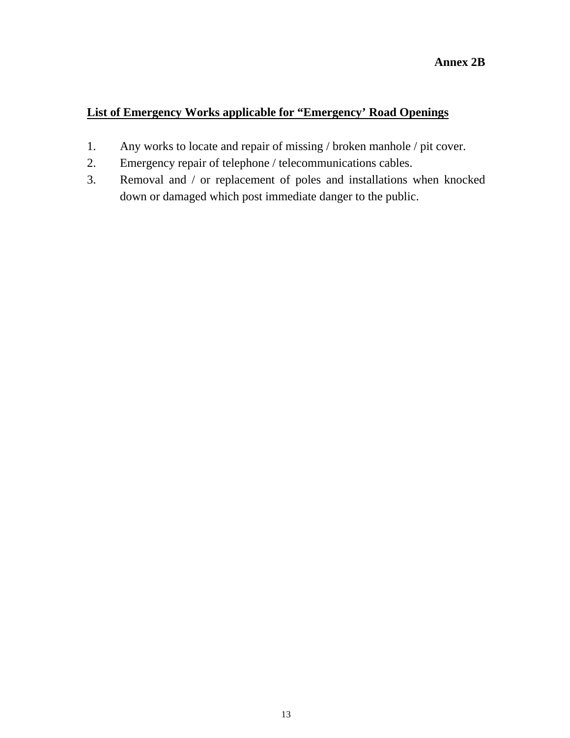**Annex 2B**

**<u>List of Emergency Works applicable for “Emergency’ Road Openings</u>**

1. Any works to locate and repair of missing / broken manhole / pit cover.
2. Emergency repair of telephone / telecommunications cables.
3. Removal and / or replacement of poles and installations when knocked down or damaged which post immediate danger to the public.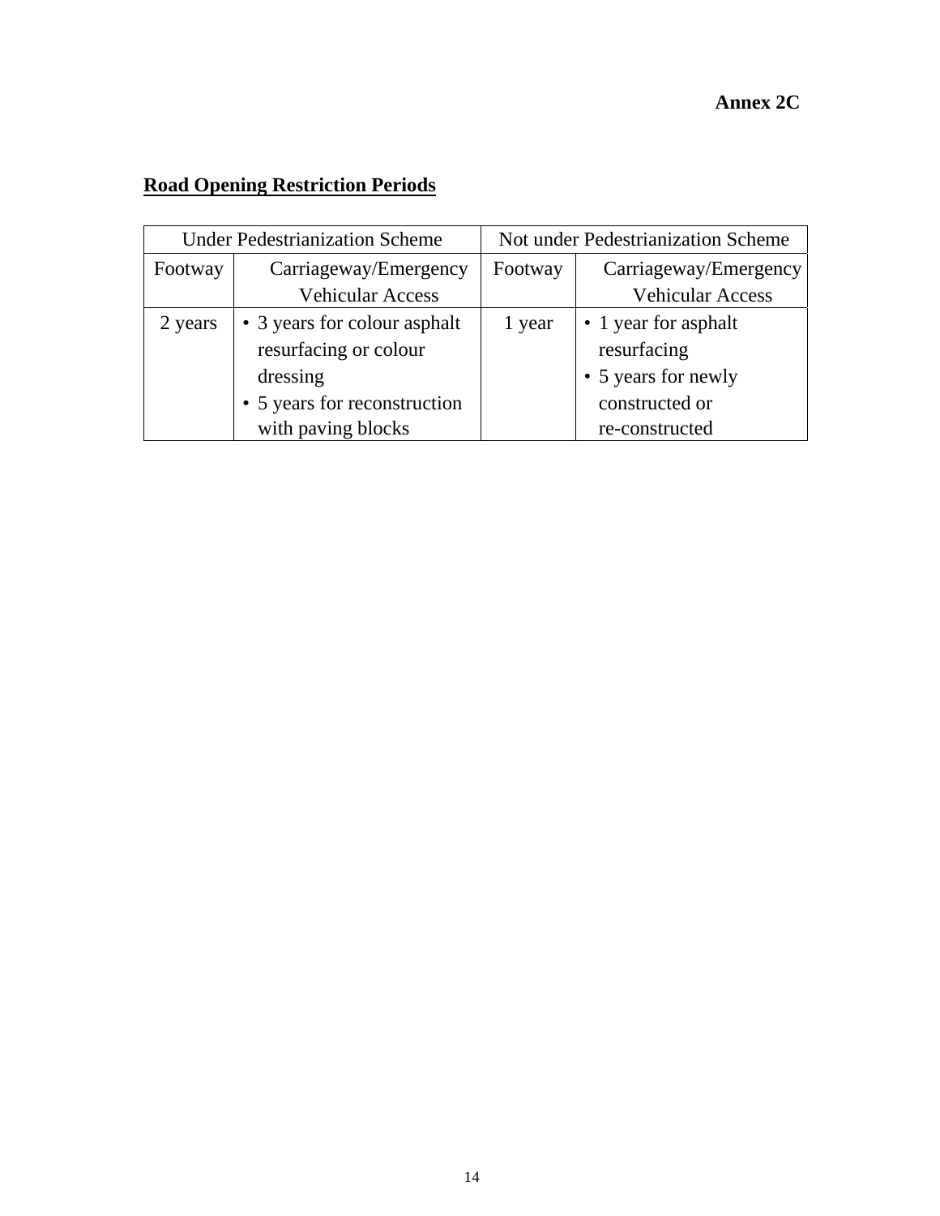**Annex 2C**

## Road Opening Restriction Periods

| Under Pedestrianization Scheme | | Not under Pedestrianization Scheme | |
|---|---|---|---|
| Footway | Carriageway/Emergency Vehicular Access | Footway | Carriageway/Emergency Vehicular Access |
| 2 years | • 3 years for colour asphalt resurfacing or colour dressing<br>• 5 years for reconstruction with paving blocks | 1 year | • 1 year for asphalt resurfacing<br>• 5 years for newly constructed or re-constructed |